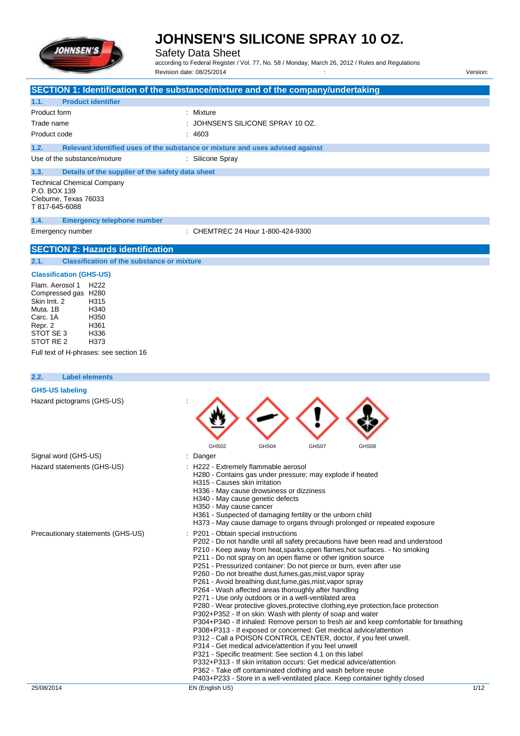# JOHNSEN'S SILICONE SPRAY 10 OZ.

Safety Data Sheet

according to Federal Register / Vol. 77, No. 58 / Monday, March 26, 2012 / Rules and Regulations

Revision date: 08/25/2014 : Version:

## SECTION 1: Identification of the substance/mixture and of the company/undertaking

### 1.1. Product identifier

| | |
|---|---|
| Product form | : Mixture |
| Trade name | : JOHNSEN'S SILICONE SPRAY 10 OZ. |
| Product code | : 4603 |

### 1.2. Relevant identified uses of the substance or mixture and uses advised against

| | |
|---|---|
| Use of the substance/mixture | : Silicone Spray |

### 1.3. Details of the supplier of the safety data sheet

Technical Chemical Company
P.O. BOX 139
Cleburne, Texas 76033
T 817-645-6088

### 1.4. Emergency telephone number

| | |
|---|---|
| Emergency number | : CHEMTREC 24 Hour 1-800-424-9300 |

## SECTION 2: Hazards identification

### 2.1. Classification of the substance or mixture

**Classification (GHS-US)**

| | |
|---|---|
| Flam. Aerosol 1 | H222 |
| Compressed gas | H280 |
| Skin Irrit. 2 | H315 |
| Muta. 1B | H340 |
| Carc. 1A | H350 |
| Repr. 2 | H361 |
| STOT SE 3 | H336 |
| STOT RE 2 | H373 |

Full text of H-phrases: see section 16

### 2.2. Label elements

**GHS-US labeling**

Hazard pictograms (GHS-US) :

GHS02 GHS04 GHS07 GHS08

Signal word (GHS-US) : Danger

Hazard statements (GHS-US) :
- H222 - Extremely flammable aerosol
- H280 - Contains gas under pressure; may explode if heated
- H315 - Causes skin irritation
- H336 - May cause drowsiness or dizziness
- H340 - May cause genetic defects
- H350 - May cause cancer
- H361 - Suspected of damaging fertility or the unborn child
- H373 - May cause damage to organs through prolonged or repeated exposure

Precautionary statements (GHS-US) :
- P201 - Obtain special instructions
- P202 - Do not handle until all safety precautions have been read and understood
- P210 - Keep away from heat,sparks,open flames,hot surfaces. - No smoking
- P211 - Do not spray on an open flame or other ignition source
- P251 - Pressurized container: Do not pierce or burn, even after use
- P260 - Do not breathe dust,fumes,gas,mist,vapor spray
- P261 - Avoid breathing dust,fume,gas,mist,vapor spray
- P264 - Wash affected areas thoroughly after handling
- P271 - Use only outdoors or in a well-ventilated area
- P280 - Wear protective gloves,protective clothing,eye protection,face protection
- P302+P352 - If on skin: Wash with plenty of soap and water
- P304+P340 - If inhaled: Remove person to fresh air and keep comfortable for breathing
- P308+P313 - If exposed or concerned: Get medical advice/attention
- P312 - Call a POISON CONTROL CENTER, doctor, if you feel unwell.
- P314 - Get medical advice/attention if you feel unwell
- P321 - Specific treatment: See section 4.1 on this label
- P332+P313 - If skin irritation occurs: Get medical advice/attention
- P362 - Take off contaminated clothing and wash before reuse
- P403+P233 - Store in a well-ventilated place. Keep container tightly closed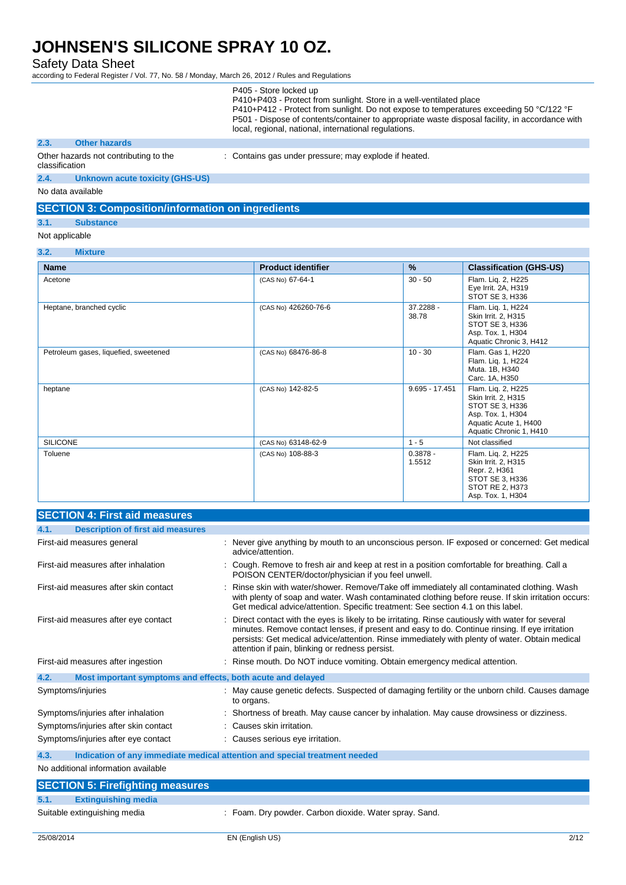P405 - Store locked up
P410+P403 - Protect from sunlight. Store in a well-ventilated place
P410+P412 - Protect from sunlight. Do not expose to temperatures exceeding 50 °C/122 °F
P501 - Dispose of contents/container to appropriate waste disposal facility, in accordance with local, regional, national, international regulations.

### 2.3. Other hazards

Other hazards not contributing to the classification : Contains gas under pressure; may explode if heated.

### 2.4. Unknown acute toxicity (GHS-US)

No data available

## SECTION 3: Composition/information on ingredients

### 3.1. Substance

Not applicable

### 3.2. Mixture

| Name | Product identifier | % | Classification (GHS-US) |
|---|---|---|---|
| Acetone | (CAS No) 67-64-1 | 30 - 50 | Flam. Liq. 2, H225<br>Eye Irrit. 2A, H319<br>STOT SE 3, H336 |
| Heptane, branched cyclic | (CAS No) 426260-76-6 | 37.2288 - 38.78 | Flam. Liq. 1, H224<br>Skin Irrit. 2, H315<br>STOT SE 3, H336<br>Asp. Tox. 1, H304<br>Aquatic Chronic 3, H412 |
| Petroleum gases, liquefied, sweetened | (CAS No) 68476-86-8 | 10 - 30 | Flam. Gas 1, H220<br>Flam. Liq. 1, H224<br>Muta. 1B, H340<br>Carc. 1A, H350 |
| heptane | (CAS No) 142-82-5 | 9.695 - 17.451 | Flam. Liq. 2, H225<br>Skin Irrit. 2, H315<br>STOT SE 3, H336<br>Asp. Tox. 1, H304<br>Aquatic Acute 1, H400<br>Aquatic Chronic 1, H410 |
| SILICONE | (CAS No) 63148-62-9 | 1 - 5 | Not classified |
| Toluene | (CAS No) 108-88-3 | 0.3878 - 1.5512 | Flam. Liq. 2, H225<br>Skin Irrit. 2, H315<br>Repr. 2, H361<br>STOT SE 3, H336<br>STOT RE 2, H373<br>Asp. Tox. 1, H304 |

## SECTION 4: First aid measures

### 4.1. Description of first aid measures

First-aid measures general : Never give anything by mouth to an unconscious person. IF exposed or concerned: Get medical advice/attention.

First-aid measures after inhalation : Cough. Remove to fresh air and keep at rest in a position comfortable for breathing. Call a POISON CENTER/doctor/physician if you feel unwell.

First-aid measures after skin contact : Rinse skin with water/shower. Remove/Take off immediately all contaminated clothing. Wash with plenty of soap and water. Wash contaminated clothing before reuse. If skin irritation occurs: Get medical advice/attention. Specific treatment: See section 4.1 on this label.

First-aid measures after eye contact : Direct contact with the eyes is likely to be irritating. Rinse cautiously with water for several minutes. Remove contact lenses, if present and easy to do. Continue rinsing. If eye irritation persists: Get medical advice/attention. Rinse immediately with plenty of water. Obtain medical attention if pain, blinking or redness persist.

First-aid measures after ingestion : Rinse mouth. Do NOT induce vomiting. Obtain emergency medical attention.

### 4.2. Most important symptoms and effects, both acute and delayed

Symptoms/injuries : May cause genetic defects. Suspected of damaging fertility or the unborn child. Causes damage to organs.

Symptoms/injuries after inhalation : Shortness of breath. May cause cancer by inhalation. May cause drowsiness or dizziness.

Symptoms/injuries after skin contact : Causes skin irritation.

Symptoms/injuries after eye contact : Causes serious eye irritation.

### 4.3. Indication of any immediate medical attention and special treatment needed

No additional information available

## SECTION 5: Firefighting measures

### 5.1. Extinguishing media

Suitable extinguishing media : Foam. Dry powder. Carbon dioxide. Water spray. Sand.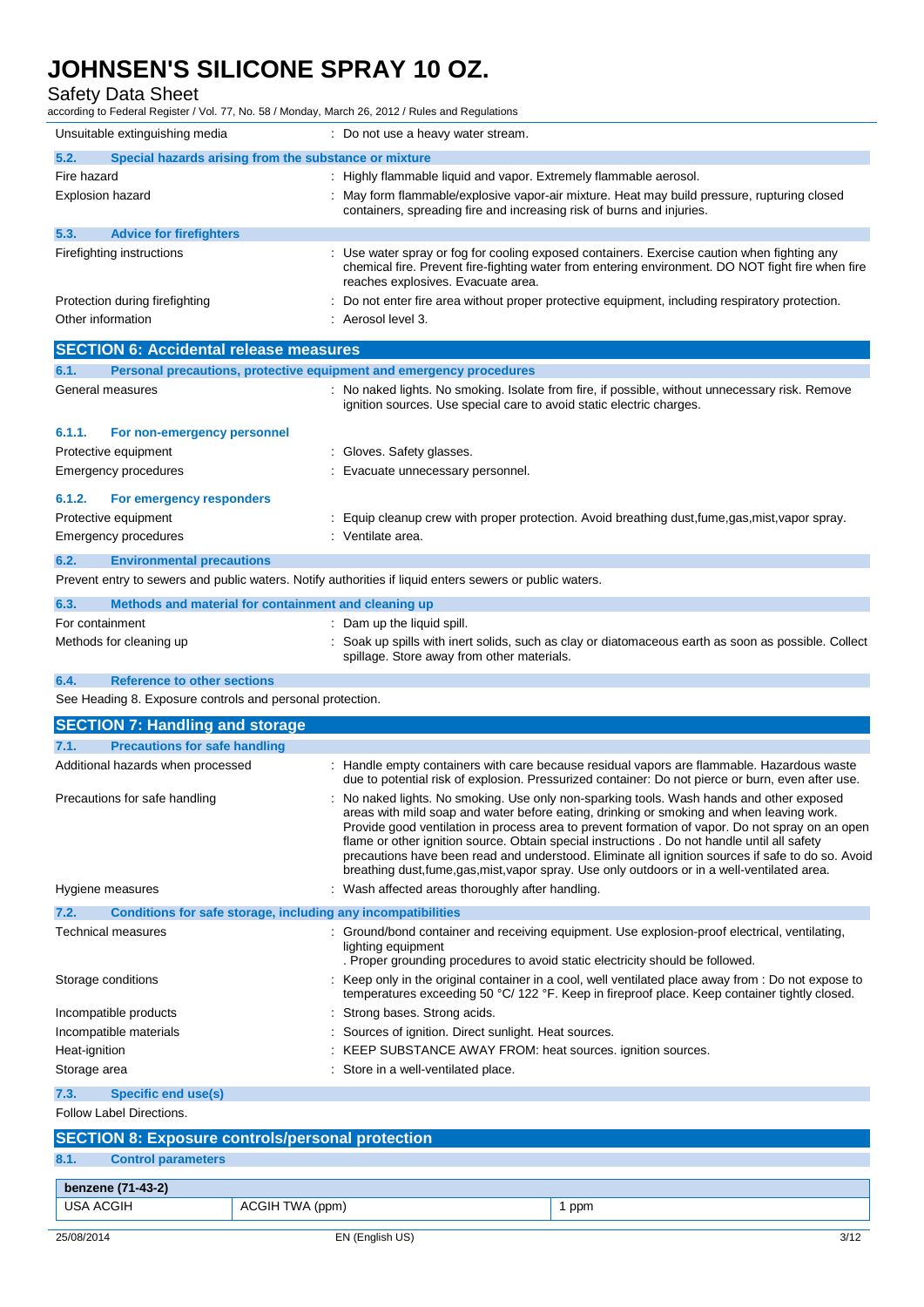| | |
|---|---|
| Unsuitable extinguishing media | : Do not use a heavy water stream. |

### 5.2. Special hazards arising from the substance or mixture

| | |
|---|---|
| Fire hazard | : Highly flammable liquid and vapor. Extremely flammable aerosol. |
| Explosion hazard | : May form flammable/explosive vapor-air mixture. Heat may build pressure, rupturing closed containers, spreading fire and increasing risk of burns and injuries. |

### 5.3. Advice for firefighters

| | |
|---|---|
| Firefighting instructions | : Use water spray or fog for cooling exposed containers. Exercise caution when fighting any chemical fire. Prevent fire-fighting water from entering environment. DO NOT fight fire when fire reaches explosives. Evacuate area. |
| Protection during firefighting | : Do not enter fire area without proper protective equipment, including respiratory protection. |
| Other information | : Aerosol level 3. |

## SECTION 6: Accidental release measures

### 6.1. Personal precautions, protective equipment and emergency procedures

| | |
|---|---|
| General measures | : No naked lights. No smoking. Isolate from fire, if possible, without unnecessary risk. Remove ignition sources. Use special care to avoid static electric charges. |

#### 6.1.1. For non-emergency personnel

| | |
|---|---|
| Protective equipment | : Gloves. Safety glasses. |
| Emergency procedures | : Evacuate unnecessary personnel. |

#### 6.1.2. For emergency responders

| | |
|---|---|
| Protective equipment | : Equip cleanup crew with proper protection. Avoid breathing dust,fume,gas,mist,vapor spray. |
| Emergency procedures | : Ventilate area. |

### 6.2. Environmental precautions

Prevent entry to sewers and public waters. Notify authorities if liquid enters sewers or public waters.

### 6.3. Methods and material for containment and cleaning up

| | |
|---|---|
| For containment | : Dam up the liquid spill. |
| Methods for cleaning up | : Soak up spills with inert solids, such as clay or diatomaceous earth as soon as possible. Collect spillage. Store away from other materials. |

### 6.4. Reference to other sections

See Heading 8. Exposure controls and personal protection.

## SECTION 7: Handling and storage

### 7.1. Precautions for safe handling

| | |
|---|---|
| Additional hazards when processed | : Handle empty containers with care because residual vapors are flammable. Hazardous waste due to potential risk of explosion. Pressurized container: Do not pierce or burn, even after use. |
| Precautions for safe handling | : No naked lights. No smoking. Use only non-sparking tools. Wash hands and other exposed areas with mild soap and water before eating, drinking or smoking and when leaving work. Provide good ventilation in process area to prevent formation of vapor. Do not spray on an open flame or other ignition source. Obtain special instructions . Do not handle until all safety precautions have been read and understood. Eliminate all ignition sources if safe to do so. Avoid breathing dust,fume,gas,mist,vapor spray. Use only outdoors or in a well-ventilated area. |
| Hygiene measures | : Wash affected areas thoroughly after handling. |

### 7.2. Conditions for safe storage, including any incompatibilities

| | |
|---|---|
| Technical measures | : Ground/bond container and receiving equipment. Use explosion-proof electrical, ventilating, lighting equipment . Proper grounding procedures to avoid static electricity should be followed. |
| Storage conditions | : Keep only in the original container in a cool, well ventilated place away from : Do not expose to temperatures exceeding 50 °C/ 122 °F. Keep in fireproof place. Keep container tightly closed. |
| Incompatible products | : Strong bases. Strong acids. |
| Incompatible materials | : Sources of ignition. Direct sunlight. Heat sources. |
| Heat-ignition | : KEEP SUBSTANCE AWAY FROM: heat sources. ignition sources. |
| Storage area | : Store in a well-ventilated place. |

### 7.3. Specific end use(s)

Follow Label Directions.

## SECTION 8: Exposure controls/personal protection

### 8.1. Control parameters

| benzene (71-43-2) | | |
|---|---|---|
| USA ACGIH | ACGIH TWA (ppm) | 1 ppm |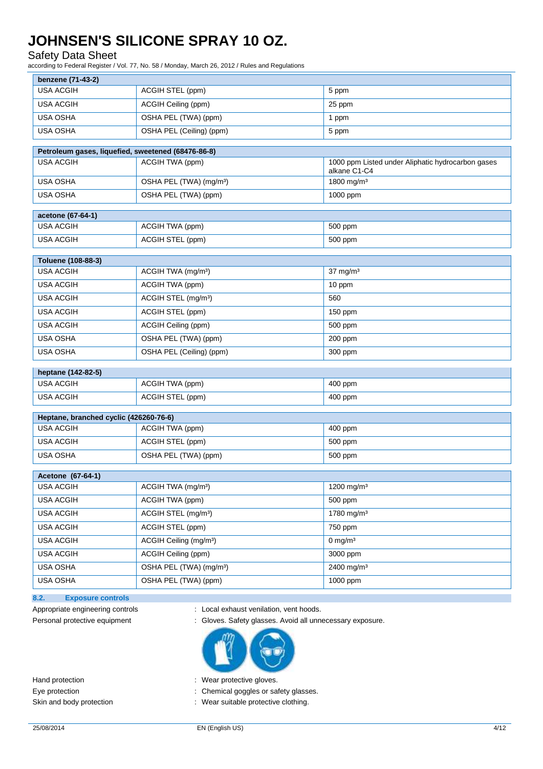| benzene (71-43-2) | | |
|---|---|---|
| USA ACGIH | ACGIH STEL (ppm) | 5 ppm |
| USA ACGIH | ACGIH Ceiling (ppm) | 25 ppm |
| USA OSHA | OSHA PEL (TWA) (ppm) | 1 ppm |
| USA OSHA | OSHA PEL (Ceiling) (ppm) | 5 ppm |

| Petroleum gases, liquefied, sweetened (68476-86-8) | | |
|---|---|---|
| USA ACGIH | ACGIH TWA (ppm) | 1000 ppm Listed under Aliphatic hydrocarbon gases alkane C1-C4 |
| USA OSHA | OSHA PEL (TWA) (mg/m³) | 1800 mg/m³ |
| USA OSHA | OSHA PEL (TWA) (ppm) | 1000 ppm |

| acetone (67-64-1) | | |
|---|---|---|
| USA ACGIH | ACGIH TWA (ppm) | 500 ppm |
| USA ACGIH | ACGIH STEL (ppm) | 500 ppm |

| Toluene (108-88-3) | | |
|---|---|---|
| USA ACGIH | ACGIH TWA (mg/m³) | 37 mg/m³ |
| USA ACGIH | ACGIH TWA (ppm) | 10 ppm |
| USA ACGIH | ACGIH STEL (mg/m³) | 560 |
| USA ACGIH | ACGIH STEL (ppm) | 150 ppm |
| USA ACGIH | ACGIH Ceiling (ppm) | 500 ppm |
| USA OSHA | OSHA PEL (TWA) (ppm) | 200 ppm |
| USA OSHA | OSHA PEL (Ceiling) (ppm) | 300 ppm |

| heptane (142-82-5) | | |
|---|---|---|
| USA ACGIH | ACGIH TWA (ppm) | 400 ppm |
| USA ACGIH | ACGIH STEL (ppm) | 400 ppm |

| Heptane, branched cyclic (426260-76-6) | | |
|---|---|---|
| USA ACGIH | ACGIH TWA (ppm) | 400 ppm |
| USA ACGIH | ACGIH STEL (ppm) | 500 ppm |
| USA OSHA | OSHA PEL (TWA) (ppm) | 500 ppm |

| Acetone (67-64-1) | | |
|---|---|---|
| USA ACGIH | ACGIH TWA (mg/m³) | 1200 mg/m³ |
| USA ACGIH | ACGIH TWA (ppm) | 500 ppm |
| USA ACGIH | ACGIH STEL (mg/m³) | 1780 mg/m³ |
| USA ACGIH | ACGIH STEL (ppm) | 750 ppm |
| USA ACGIH | ACGIH Ceiling (mg/m³) | 0 mg/m³ |
| USA ACGIH | ACGIH Ceiling (ppm) | 3000 ppm |
| USA OSHA | OSHA PEL (TWA) (mg/m³) | 2400 mg/m³ |
| USA OSHA | OSHA PEL (TWA) (ppm) | 1000 ppm |

### 8.2. Exposure controls

Appropriate engineering controls : Local exhaust venilation, vent hoods.

Personal protective equipment : Gloves. Safety glasses. Avoid all unnecessary exposure.

Hand protection : Wear protective gloves.

Eye protection : Chemical goggles or safety glasses.

Skin and body protection : Wear suitable protective clothing.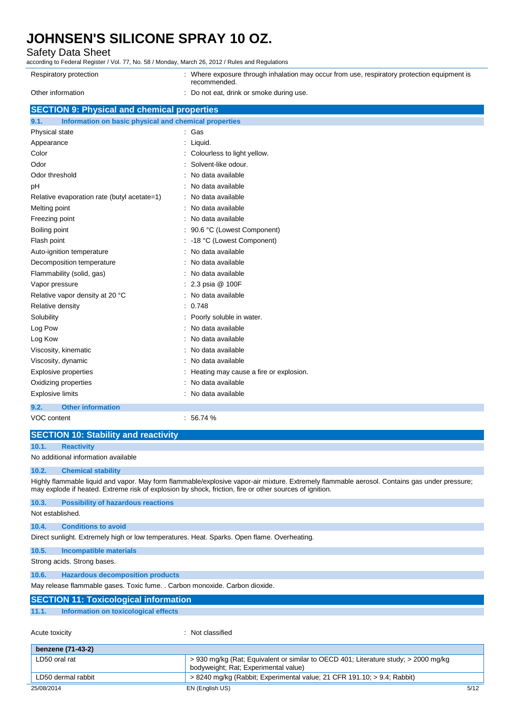| | |
|---|---|
| Respiratory protection | : Where exposure through inhalation may occur from use, respiratory protection equipment is recommended. |
| Other information | : Do not eat, drink or smoke during use. |

## SECTION 9: Physical and chemical properties

### 9.1. Information on basic physical and chemical properties

| | |
|---|---|
| Physical state | : Gas |
| Appearance | : Liquid. |
| Color | : Colourless to light yellow. |
| Odor | : Solvent-like odour. |
| Odor threshold | : No data available |
| pH | : No data available |
| Relative evaporation rate (butyl acetate=1) | : No data available |
| Melting point | : No data available |
| Freezing point | : No data available |
| Boiling point | : 90.6 °C (Lowest Component) |
| Flash point | : -18 °C (Lowest Component) |
| Auto-ignition temperature | : No data available |
| Decomposition temperature | : No data available |
| Flammability (solid, gas) | : No data available |
| Vapor pressure | : 2.3 psia @ 100F |
| Relative vapor density at 20 °C | : No data available |
| Relative density | : 0.748 |
| Solubility | : Poorly soluble in water. |
| Log Pow | : No data available |
| Log Kow | : No data available |
| Viscosity, kinematic | : No data available |
| Viscosity, dynamic | : No data available |
| Explosive properties | : Heating may cause a fire or explosion. |
| Oxidizing properties | : No data available |
| Explosive limits | : No data available |

### 9.2. Other information

| | |
|---|---|
| VOC content | : 56.74 % |

## SECTION 10: Stability and reactivity

### 10.1. Reactivity

No additional information available

### 10.2. Chemical stability

Highly flammable liquid and vapor. May form flammable/explosive vapor-air mixture. Extremely flammable aerosol. Contains gas under pressure; may explode if heated. Extreme risk of explosion by shock, friction, fire or other sources of ignition.

### 10.3. Possibility of hazardous reactions

Not established.

### 10.4. Conditions to avoid

Direct sunlight. Extremely high or low temperatures. Heat. Sparks. Open flame. Overheating.

### 10.5. Incompatible materials

Strong acids. Strong bases.

### 10.6. Hazardous decomposition products

May release flammable gases. Toxic fume. . Carbon monoxide. Carbon dioxide.

## SECTION 11: Toxicological information

### 11.1. Information on toxicological effects

| | |
|---|---|
| Acute toxicity | : Not classified |

| benzene (71-43-2) | |
|---|---|
| LD50 oral rat | > 930 mg/kg (Rat; Equivalent or similar to OECD 401; Literature study; > 2000 mg/kg bodyweight; Rat; Experimental value) |
| LD50 dermal rabbit | > 8240 mg/kg (Rabbit; Experimental value; 21 CFR 191.10; > 9.4; Rabbit) |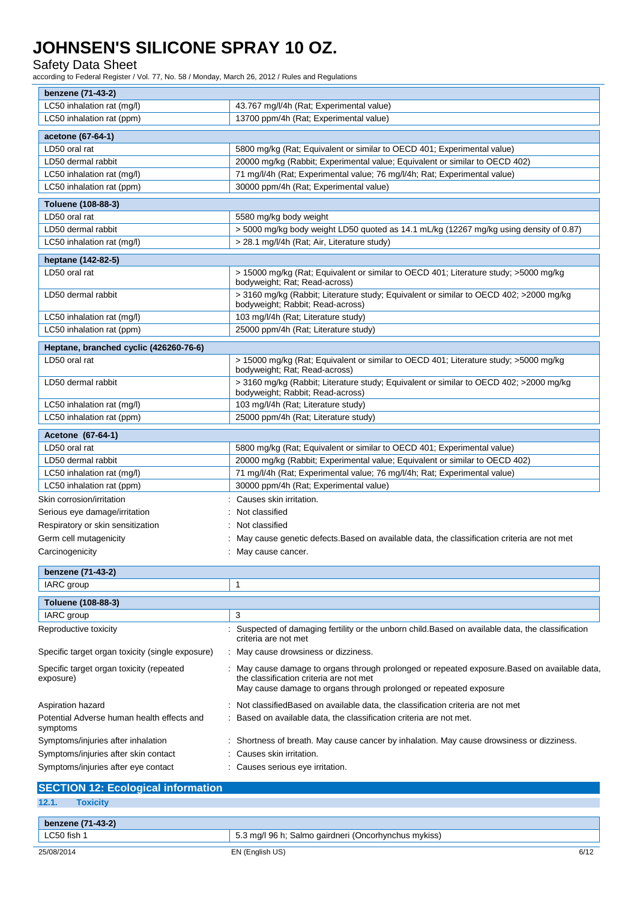| benzene (71-43-2) | |
|---|---|
| LC50 inhalation rat (mg/l) | 43.767 mg/l/4h (Rat; Experimental value) |
| LC50 inhalation rat (ppm) | 13700 ppm/4h (Rat; Experimental value) |

| acetone (67-64-1) | |
|---|---|
| LD50 oral rat | 5800 mg/kg (Rat; Equivalent or similar to OECD 401; Experimental value) |
| LD50 dermal rabbit | 20000 mg/kg (Rabbit; Experimental value; Equivalent or similar to OECD 402) |
| LC50 inhalation rat (mg/l) | 71 mg/l/4h (Rat; Experimental value; 76 mg/l/4h; Rat; Experimental value) |
| LC50 inhalation rat (ppm) | 30000 ppm/4h (Rat; Experimental value) |

| Toluene (108-88-3) | |
|---|---|
| LD50 oral rat | 5580 mg/kg body weight |
| LD50 dermal rabbit | > 5000 mg/kg body weight LD50 quoted as 14.1 mL/kg (12267 mg/kg using density of 0.87) |
| LC50 inhalation rat (mg/l) | > 28.1 mg/l/4h (Rat; Air, Literature study) |

| heptane (142-82-5) | |
|---|---|
| LD50 oral rat | > 15000 mg/kg (Rat; Equivalent or similar to OECD 401; Literature study; >5000 mg/kg bodyweight; Rat; Read-across) |
| LD50 dermal rabbit | > 3160 mg/kg (Rabbit; Literature study; Equivalent or similar to OECD 402; >2000 mg/kg bodyweight; Rabbit; Read-across) |
| LC50 inhalation rat (mg/l) | 103 mg/l/4h (Rat; Literature study) |
| LC50 inhalation rat (ppm) | 25000 ppm/4h (Rat; Literature study) |

| Heptane, branched cyclic (426260-76-6) | |
|---|---|
| LD50 oral rat | > 15000 mg/kg (Rat; Equivalent or similar to OECD 401; Literature study; >5000 mg/kg bodyweight; Rat; Read-across) |
| LD50 dermal rabbit | > 3160 mg/kg (Rabbit; Literature study; Equivalent or similar to OECD 402; >2000 mg/kg bodyweight; Rabbit; Read-across) |
| LC50 inhalation rat (mg/l) | 103 mg/l/4h (Rat; Literature study) |
| LC50 inhalation rat (ppm) | 25000 ppm/4h (Rat; Literature study) |

| Acetone (67-64-1) | |
|---|---|
| LD50 oral rat | 5800 mg/kg (Rat; Equivalent or similar to OECD 401; Experimental value) |
| LD50 dermal rabbit | 20000 mg/kg (Rabbit; Experimental value; Equivalent or similar to OECD 402) |
| LC50 inhalation rat (mg/l) | 71 mg/l/4h (Rat; Experimental value; 76 mg/l/4h; Rat; Experimental value) |
| LC50 inhalation rat (ppm) | 30000 ppm/4h (Rat; Experimental value) |

Skin corrosion/irritation : Causes skin irritation.

Serious eye damage/irritation : Not classified

Respiratory or skin sensitization : Not classified

Germ cell mutagenicity : May cause genetic defects.Based on available data, the classification criteria are not met

Carcinogenicity : May cause cancer.

| benzene (71-43-2) | |
|---|---|
| IARC group | 1 |

| Toluene (108-88-3) | |
|---|---|
| IARC group | 3 |

Reproductive toxicity : Suspected of damaging fertility or the unborn child.Based on available data, the classification criteria are not met

Specific target organ toxicity (single exposure) : May cause drowsiness or dizziness.

Specific target organ toxicity (repeated exposure) : May cause damage to organs through prolonged or repeated exposure.Based on available data, the classification criteria are not met
May cause damage to organs through prolonged or repeated exposure

Aspiration hazard : Not classifiedBased on available data, the classification criteria are not met

Potential Adverse human health effects and symptoms : Based on available data, the classification criteria are not met.

Symptoms/injuries after inhalation : Shortness of breath. May cause cancer by inhalation. May cause drowsiness or dizziness.

Symptoms/injuries after skin contact : Causes skin irritation.

Symptoms/injuries after eye contact : Causes serious eye irritation.

## SECTION 12: Ecological information

### 12.1. Toxicity

| benzene (71-43-2) | |
|---|---|
| LC50 fish 1 | 5.3 mg/l 96 h; Salmo gairdneri (Oncorhynchus mykiss) |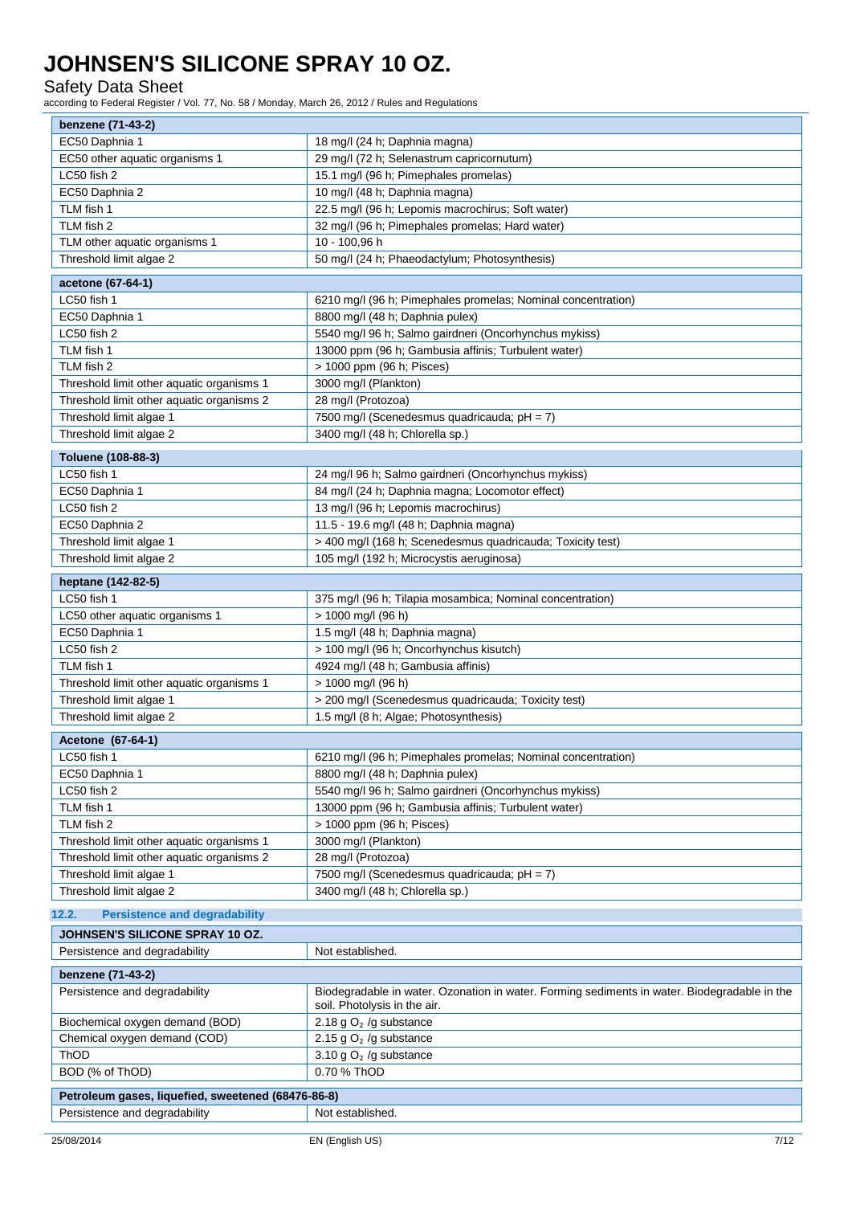| benzene (71-43-2) | |
|---|---|
| EC50 Daphnia 1 | 18 mg/l (24 h; Daphnia magna) |
| EC50 other aquatic organisms 1 | 29 mg/l (72 h; Selenastrum capricornutum) |
| LC50 fish 2 | 15.1 mg/l (96 h; Pimephales promelas) |
| EC50 Daphnia 2 | 10 mg/l (48 h; Daphnia magna) |
| TLM fish 1 | 22.5 mg/l (96 h; Lepomis macrochirus; Soft water) |
| TLM fish 2 | 32 mg/l (96 h; Pimephales promelas; Hard water) |
| TLM other aquatic organisms 1 | 10 - 100,96 h |
| Threshold limit algae 2 | 50 mg/l (24 h; Phaeodactylum; Photosynthesis) |

| acetone (67-64-1) | |
|---|---|
| LC50 fish 1 | 6210 mg/l (96 h; Pimephales promelas; Nominal concentration) |
| EC50 Daphnia 1 | 8800 mg/l (48 h; Daphnia pulex) |
| LC50 fish 2 | 5540 mg/l 96 h; Salmo gairdneri (Oncorhynchus mykiss) |
| TLM fish 1 | 13000 ppm (96 h; Gambusia affinis; Turbulent water) |
| TLM fish 2 | > 1000 ppm (96 h; Pisces) |
| Threshold limit other aquatic organisms 1 | 3000 mg/l (Plankton) |
| Threshold limit other aquatic organisms 2 | 28 mg/l (Protozoa) |
| Threshold limit algae 1 | 7500 mg/l (Scenedesmus quadricauda; pH = 7) |
| Threshold limit algae 2 | 3400 mg/l (48 h; Chlorella sp.) |

| Toluene (108-88-3) | |
|---|---|
| LC50 fish 1 | 24 mg/l 96 h; Salmo gairdneri (Oncorhynchus mykiss) |
| EC50 Daphnia 1 | 84 mg/l (24 h; Daphnia magna; Locomotor effect) |
| LC50 fish 2 | 13 mg/l (96 h; Lepomis macrochirus) |
| EC50 Daphnia 2 | 11.5 - 19.6 mg/l (48 h; Daphnia magna) |
| Threshold limit algae 1 | > 400 mg/l (168 h; Scenedesmus quadricauda; Toxicity test) |
| Threshold limit algae 2 | 105 mg/l (192 h; Microcystis aeruginosa) |

| heptane (142-82-5) | |
|---|---|
| LC50 fish 1 | 375 mg/l (96 h; Tilapia mosambica; Nominal concentration) |
| LC50 other aquatic organisms 1 | > 1000 mg/l (96 h) |
| EC50 Daphnia 1 | 1.5 mg/l (48 h; Daphnia magna) |
| LC50 fish 2 | > 100 mg/l (96 h; Oncorhynchus kisutch) |
| TLM fish 1 | 4924 mg/l (48 h; Gambusia affinis) |
| Threshold limit other aquatic organisms 1 | > 1000 mg/l (96 h) |
| Threshold limit algae 1 | > 200 mg/l (Scenedesmus quadricauda; Toxicity test) |
| Threshold limit algae 2 | 1.5 mg/l (8 h; Algae; Photosynthesis) |

| Acetone (67-64-1) | |
|---|---|
| LC50 fish 1 | 6210 mg/l (96 h; Pimephales promelas; Nominal concentration) |
| EC50 Daphnia 1 | 8800 mg/l (48 h; Daphnia pulex) |
| LC50 fish 2 | 5540 mg/l 96 h; Salmo gairdneri (Oncorhynchus mykiss) |
| TLM fish 1 | 13000 ppm (96 h; Gambusia affinis; Turbulent water) |
| TLM fish 2 | > 1000 ppm (96 h; Pisces) |
| Threshold limit other aquatic organisms 1 | 3000 mg/l (Plankton) |
| Threshold limit other aquatic organisms 2 | 28 mg/l (Protozoa) |
| Threshold limit algae 1 | 7500 mg/l (Scenedesmus quadricauda; pH = 7) |
| Threshold limit algae 2 | 3400 mg/l (48 h; Chlorella sp.) |

### 12.2. Persistence and degradability

| JOHNSEN'S SILICONE SPRAY 10 OZ. | |
|---|---|
| Persistence and degradability | Not established. |

| benzene (71-43-2) | |
|---|---|
| Persistence and degradability | Biodegradable in water. Ozonation in water. Forming sediments in water. Biodegradable in the soil. Photolysis in the air. |
| Biochemical oxygen demand (BOD) | 2.18 g $O_2$ /g substance |
| Chemical oxygen demand (COD) | 2.15 g $O_2$ /g substance |
| ThOD | 3.10 g $O_2$ /g substance |
| BOD (% of ThOD) | 0.70 % ThOD |

| Petroleum gases, liquefied, sweetened (68476-86-8) | |
|---|---|
| Persistence and degradability | Not established. |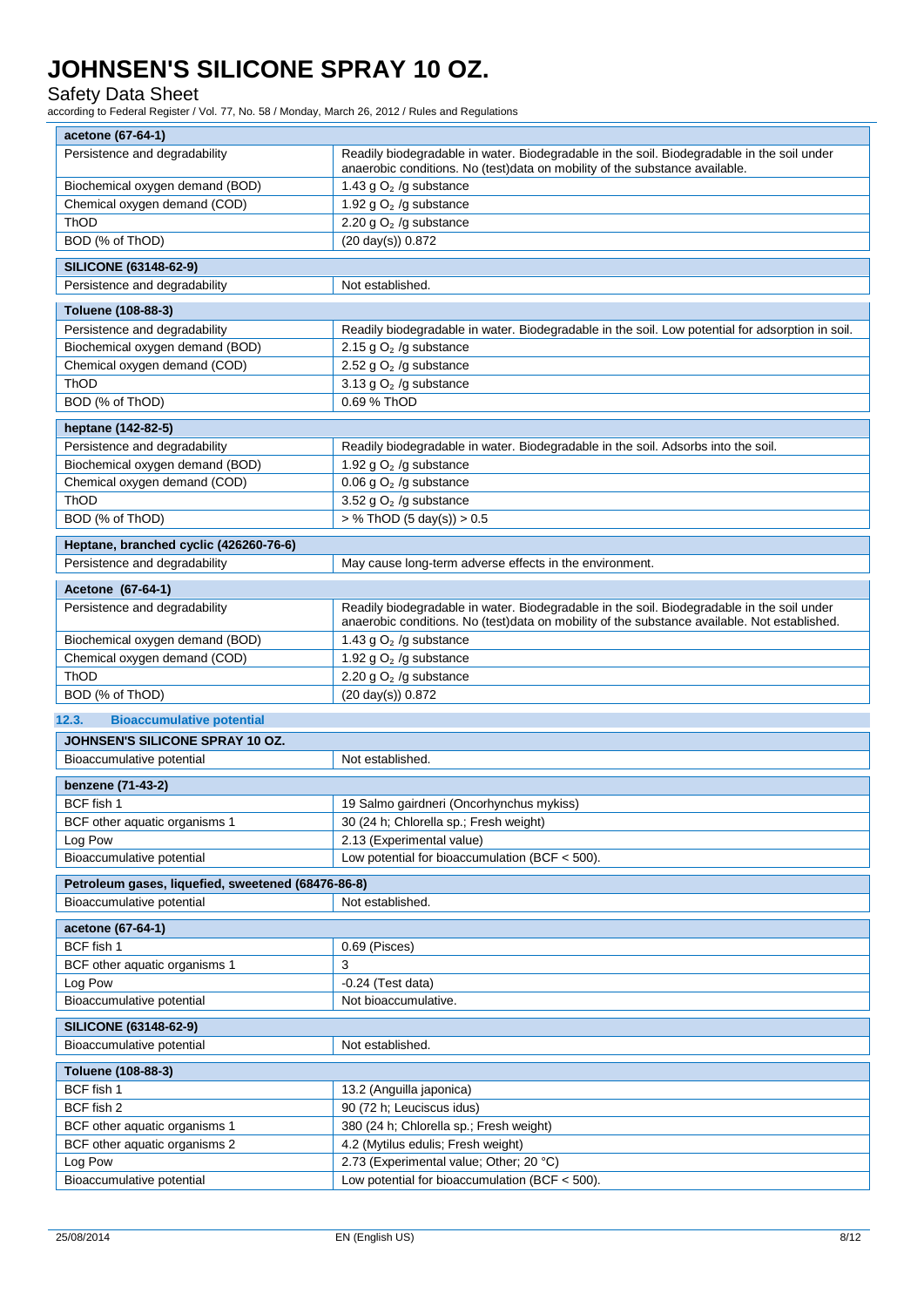| acetone (67-64-1) | |
|---|---|
| Persistence and degradability | Readily biodegradable in water. Biodegradable in the soil. Biodegradable in the soil under anaerobic conditions. No (test)data on mobility of the substance available. |
| Biochemical oxygen demand (BOD) | 1.43 g $O_2$ /g substance |
| Chemical oxygen demand (COD) | 1.92 g $O_2$ /g substance |
| ThOD | 2.20 g $O_2$ /g substance |
| BOD (% of ThOD) | (20 day(s)) 0.872 |

| SILICONE (63148-62-9) | |
|---|---|
| Persistence and degradability | Not established. |

| Toluene (108-88-3) | |
|---|---|
| Persistence and degradability | Readily biodegradable in water. Biodegradable in the soil. Low potential for adsorption in soil. |
| Biochemical oxygen demand (BOD) | 2.15 g $O_2$ /g substance |
| Chemical oxygen demand (COD) | 2.52 g $O_2$ /g substance |
| ThOD | 3.13 g $O_2$ /g substance |
| BOD (% of ThOD) | 0.69 % ThOD |

| heptane (142-82-5) | |
|---|---|
| Persistence and degradability | Readily biodegradable in water. Biodegradable in the soil. Adsorbs into the soil. |
| Biochemical oxygen demand (BOD) | 1.92 g $O_2$ /g substance |
| Chemical oxygen demand (COD) | 0.06 g $O_2$ /g substance |
| ThOD | 3.52 g $O_2$ /g substance |
| BOD (% of ThOD) | > % ThOD (5 day(s)) > 0.5 |

| Heptane, branched cyclic (426260-76-6) | |
|---|---|
| Persistence and degradability | May cause long-term adverse effects in the environment. |

| Acetone (67-64-1) | |
|---|---|
| Persistence and degradability | Readily biodegradable in water. Biodegradable in the soil. Biodegradable in the soil under anaerobic conditions. No (test)data on mobility of the substance available. Not established. |
| Biochemical oxygen demand (BOD) | 1.43 g $O_2$ /g substance |
| Chemical oxygen demand (COD) | 1.92 g $O_2$ /g substance |
| ThOD | 2.20 g $O_2$ /g substance |
| BOD (% of ThOD) | (20 day(s)) 0.872 |

### 12.3. Bioaccumulative potential

| JOHNSEN'S SILICONE SPRAY 10 OZ. | |
|---|---|
| Bioaccumulative potential | Not established. |

| benzene (71-43-2) | |
|---|---|
| BCF fish 1 | 19 Salmo gairdneri (Oncorhynchus mykiss) |
| BCF other aquatic organisms 1 | 30 (24 h; Chlorella sp.; Fresh weight) |
| Log Pow | 2.13 (Experimental value) |
| Bioaccumulative potential | Low potential for bioaccumulation (BCF < 500). |

| Petroleum gases, liquefied, sweetened (68476-86-8) | |
|---|---|
| Bioaccumulative potential | Not established. |

| acetone (67-64-1) | |
|---|---|
| BCF fish 1 | 0.69 (Pisces) |
| BCF other aquatic organisms 1 | 3 |
| Log Pow | -0.24 (Test data) |
| Bioaccumulative potential | Not bioaccumulative. |

| SILICONE (63148-62-9) | |
|---|---|
| Bioaccumulative potential | Not established. |

| Toluene (108-88-3) | |
|---|---|
| BCF fish 1 | 13.2 (Anguilla japonica) |
| BCF fish 2 | 90 (72 h; Leuciscus idus) |
| BCF other aquatic organisms 1 | 380 (24 h; Chlorella sp.; Fresh weight) |
| BCF other aquatic organisms 2 | 4.2 (Mytilus edulis; Fresh weight) |
| Log Pow | 2.73 (Experimental value; Other; 20 °C) |
| Bioaccumulative potential | Low potential for bioaccumulation (BCF < 500). |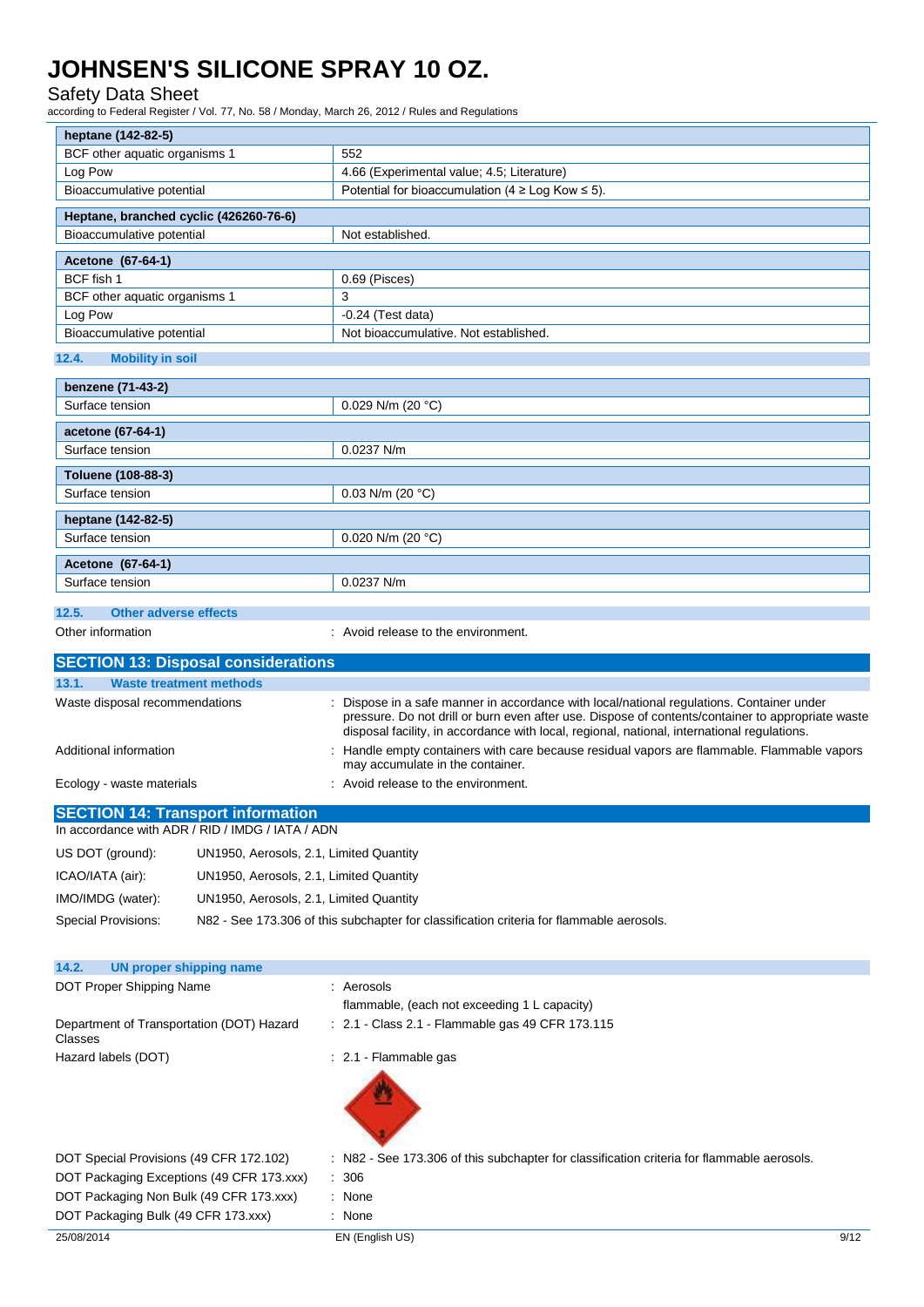| heptane (142-82-5) | |
|---|---|
| BCF other aquatic organisms 1 | 552 |
| Log Pow | 4.66 (Experimental value; 4.5; Literature) |
| Bioaccumulative potential | Potential for bioaccumulation (4 ≥ Log Kow ≤ 5). |

| Heptane, branched cyclic (426260-76-6) | |
|---|---|
| Bioaccumulative potential | Not established. |

| Acetone (67-64-1) | |
|---|---|
| BCF fish 1 | 0.69 (Pisces) |
| BCF other aquatic organisms 1 | 3 |
| Log Pow | -0.24 (Test data) |
| Bioaccumulative potential | Not bioaccumulative. Not established. |

### 12.4. Mobility in soil

| benzene (71-43-2) | |
|---|---|
| Surface tension | 0.029 N/m (20 °C) |

| acetone (67-64-1) | |
|---|---|
| Surface tension | 0.0237 N/m |

| Toluene (108-88-3) | |
|---|---|
| Surface tension | 0.03 N/m (20 °C) |

| heptane (142-82-5) | |
|---|---|
| Surface tension | 0.020 N/m (20 °C) |

| Acetone (67-64-1) | |
|---|---|
| Surface tension | 0.0237 N/m |

### 12.5. Other adverse effects

Other information : Avoid release to the environment.

## SECTION 13: Disposal considerations

### 13.1. Waste treatment methods

Waste disposal recommendations : Dispose in a safe manner in accordance with local/national regulations. Container under pressure. Do not drill or burn even after use. Dispose of contents/container to appropriate waste disposal facility, in accordance with local, regional, national, international regulations.

Additional information : Handle empty containers with care because residual vapors are flammable. Flammable vapors may accumulate in the container.

Ecology - waste materials : Avoid release to the environment.

## SECTION 14: Transport information

In accordance with ADR / RID / IMDG / IATA / ADN

US DOT (ground): UN1950, Aerosols, 2.1, Limited Quantity

ICAO/IATA (air): UN1950, Aerosols, 2.1, Limited Quantity

IMO/IMDG (water): UN1950, Aerosols, 2.1, Limited Quantity

Special Provisions: N82 - See 173.306 of this subchapter for classification criteria for flammable aerosols.

### 14.2. UN proper shipping name

DOT Proper Shipping Name : Aerosols
flammable, (each not exceeding 1 L capacity)

Department of Transportation (DOT) Hazard Classes : 2.1 - Class 2.1 - Flammable gas 49 CFR 173.115

Hazard labels (DOT) : 2.1 - Flammable gas

DOT Special Provisions (49 CFR 172.102) : N82 - See 173.306 of this subchapter for classification criteria for flammable aerosols.

DOT Packaging Exceptions (49 CFR 173.xxx) : 306

DOT Packaging Non Bulk (49 CFR 173.xxx) : None

DOT Packaging Bulk (49 CFR 173.xxx) : None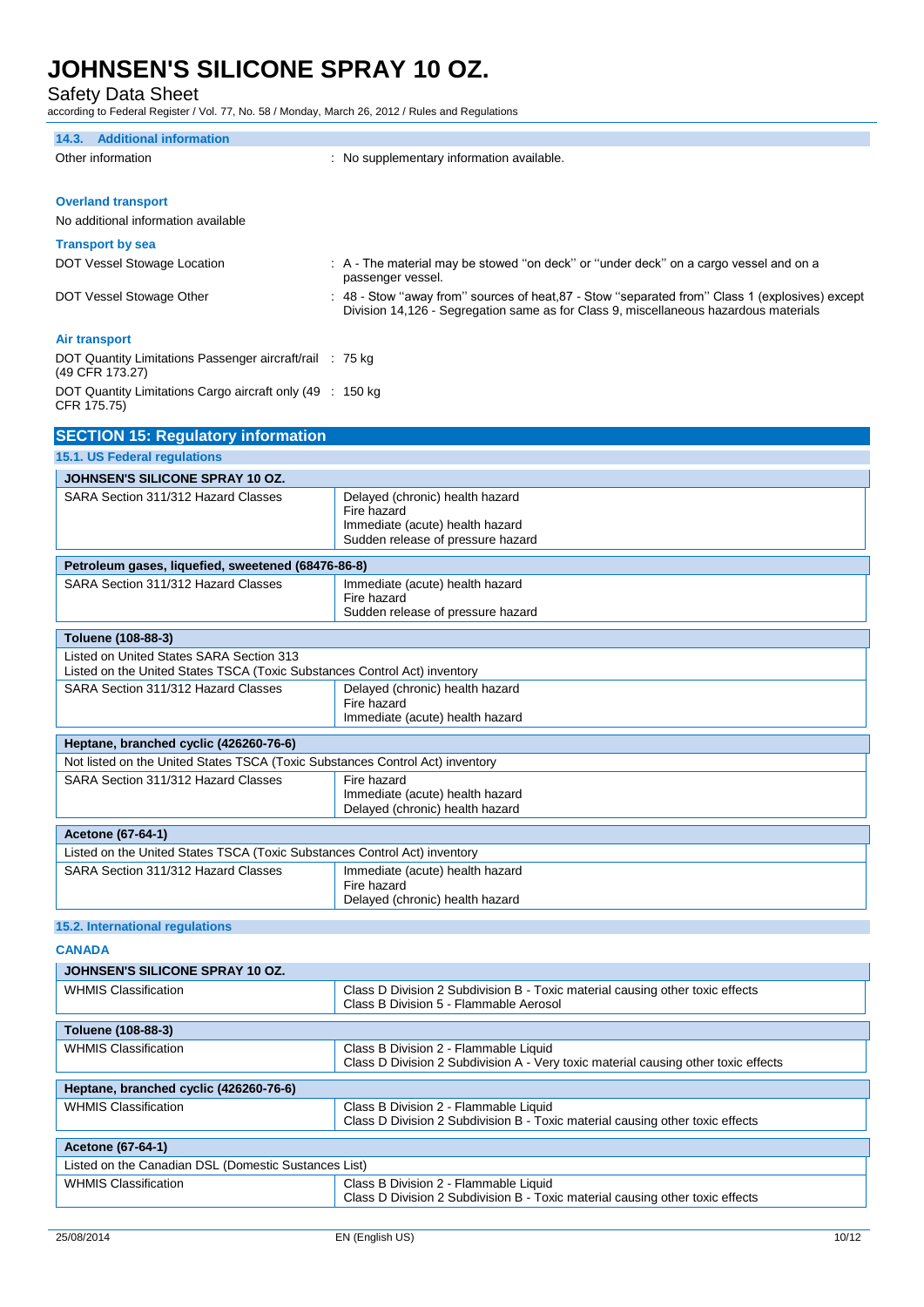### 14.3. Additional information

Other information : No supplementary information available.

**Overland transport**

No additional information available

**Transport by sea**

DOT Vessel Stowage Location : A - The material may be stowed "on deck" or "under deck" on a cargo vessel and on a passenger vessel.

DOT Vessel Stowage Other : 48 - Stow "away from" sources of heat,87 - Stow "separated from" Class 1 (explosives) except Division 14,126 - Segregation same as for Class 9, miscellaneous hazardous materials

**Air transport**

DOT Quantity Limitations Passenger aircraft/rail (49 CFR 173.27) : 75 kg

DOT Quantity Limitations Cargo aircraft only (49 CFR 175.75) : 150 kg

## SECTION 15: Regulatory information

### 15.1. US Federal regulations

| JOHNSEN'S SILICONE SPRAY 10 OZ. | |
|---|---|
| SARA Section 311/312 Hazard Classes | Delayed (chronic) health hazard<br>Fire hazard<br>Immediate (acute) health hazard<br>Sudden release of pressure hazard |

| Petroleum gases, liquefied, sweetened (68476-86-8) | |
|---|---|
| SARA Section 311/312 Hazard Classes | Immediate (acute) health hazard<br>Fire hazard<br>Sudden release of pressure hazard |

| Toluene (108-88-3) | |
|---|---|
| Listed on United States SARA Section 313<br>Listed on the United States TSCA (Toxic Substances Control Act) inventory | |
| SARA Section 311/312 Hazard Classes | Delayed (chronic) health hazard<br>Fire hazard<br>Immediate (acute) health hazard |

| Heptane, branched cyclic (426260-76-6) | |
|---|---|
| Not listed on the United States TSCA (Toxic Substances Control Act) inventory | |
| SARA Section 311/312 Hazard Classes | Fire hazard<br>Immediate (acute) health hazard<br>Delayed (chronic) health hazard |

| Acetone (67-64-1) | |
|---|---|
| Listed on the United States TSCA (Toxic Substances Control Act) inventory | |
| SARA Section 311/312 Hazard Classes | Immediate (acute) health hazard<br>Fire hazard<br>Delayed (chronic) health hazard |

### 15.2. International regulations

**CANADA**

| JOHNSEN'S SILICONE SPRAY 10 OZ. | |
|---|---|
| WHMIS Classification | Class D Division 2 Subdivision B - Toxic material causing other toxic effects<br>Class B Division 5 - Flammable Aerosol |

| Toluene (108-88-3) | |
|---|---|
| WHMIS Classification | Class B Division 2 - Flammable Liquid<br>Class D Division 2 Subdivision A - Very toxic material causing other toxic effects |

| Heptane, branched cyclic (426260-76-6) | |
|---|---|
| WHMIS Classification | Class B Division 2 - Flammable Liquid<br>Class D Division 2 Subdivision B - Toxic material causing other toxic effects |

| Acetone (67-64-1) | |
|---|---|
| Listed on the Canadian DSL (Domestic Substances List) | |
| WHMIS Classification | Class B Division 2 - Flammable Liquid<br>Class D Division 2 Subdivision B - Toxic material causing other toxic effects |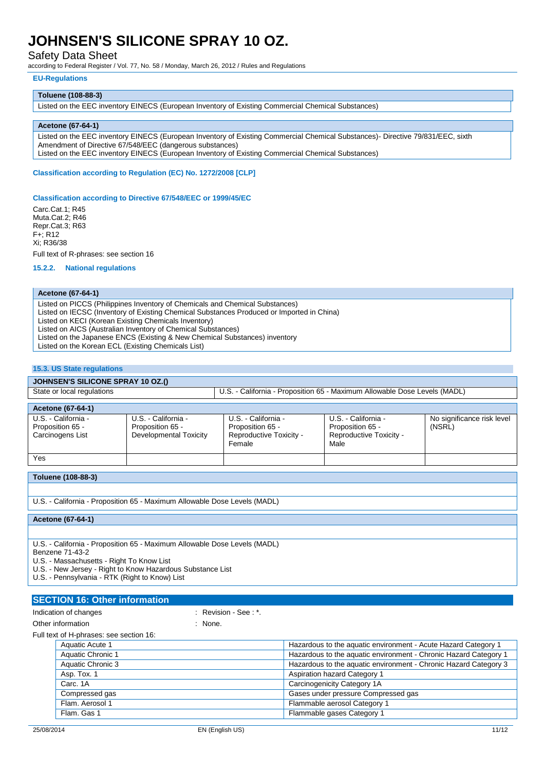#### EU-Regulations

| Toluene (108-88-3) |
|---|
| Listed on the EEC inventory EINECS (European Inventory of Existing Commercial Chemical Substances) |

| Acetone (67-64-1) |
|---|
| Listed on the EEC inventory EINECS (European Inventory of Existing Commercial Chemical Substances)- Directive 79/831/EEC, sixth Amendment of Directive 67/548/EEC (dangerous substances)<br>Listed on the EEC inventory EINECS (European Inventory of Existing Commercial Chemical Substances) |

#### Classification according to Regulation (EC) No. 1272/2008 [CLP]

#### Classification according to Directive 67/548/EEC or 1999/45/EC

Carc.Cat.1; R45
Muta.Cat.2; R46
Repr.Cat.3; R63
F+; R12
Xi; R36/38

Full text of R-phrases: see section 16

### 15.2.2. National regulations

| Acetone (67-64-1) |
|---|
| Listed on PICCS (Philippines Inventory of Chemicals and Chemical Substances)<br>Listed on IECSC (Inventory of Existing Chemical Substances Produced or Imported in China)<br>Listed on KECI (Korean Existing Chemicals Inventory)<br>Listed on AICS (Australian Inventory of Chemical Substances)<br>Listed on the Japanese ENCS (Existing & New Chemical Substances) inventory<br>Listed on the Korean ECL (Existing Chemicals List) |

### 15.3. US State regulations

| JOHNSEN'S SILICONE SPRAY 10 OZ.() | |
|---|---|
| State or local regulations | U.S. - California - Proposition 65 - Maximum Allowable Dose Levels (MADL) |

| Acetone (67-64-1) | | | | |
|---|---|---|---|---|
| U.S. - California - Proposition 65 - Carcinogens List | U.S. - California - Proposition 65 - Developmental Toxicity | U.S. - California - Proposition 65 - Reproductive Toxicity - Female | U.S. - California - Proposition 65 - Reproductive Toxicity - Male | No significance risk level (NSRL) |
| Yes | | | | |

| Toluene (108-88-3) |
|---|
| |
| U.S. - California - Proposition 65 - Maximum Allowable Dose Levels (MADL) |

| Acetone (67-64-1) |
|---|
| |
| U.S. - California - Proposition 65 - Maximum Allowable Dose Levels (MADL)<br>Benzene 71-43-2<br>U.S. - Massachusetts - Right To Know List<br>U.S. - New Jersey - Right to Know Hazardous Substance List<br>U.S. - Pennsylvania - RTK (Right to Know) List |

## SECTION 16: Other information

Indication of changes : Revision - See : *.

Other information : None.

Full text of H-phrases: see section 16:

| | |
|---|---|
| Aquatic Acute 1 | Hazardous to the aquatic environment - Acute Hazard Category 1 |
| Aquatic Chronic 1 | Hazardous to the aquatic environment - Chronic Hazard Category 1 |
| Aquatic Chronic 3 | Hazardous to the aquatic environment - Chronic Hazard Category 3 |
| Asp. Tox. 1 | Aspiration hazard Category 1 |
| Carc. 1A | Carcinogenicity Category 1A |
| Compressed gas | Gases under pressure Compressed gas |
| Flam. Aerosol 1 | Flammable aerosol Category 1 |
| Flam. Gas 1 | Flammable gases Category 1 |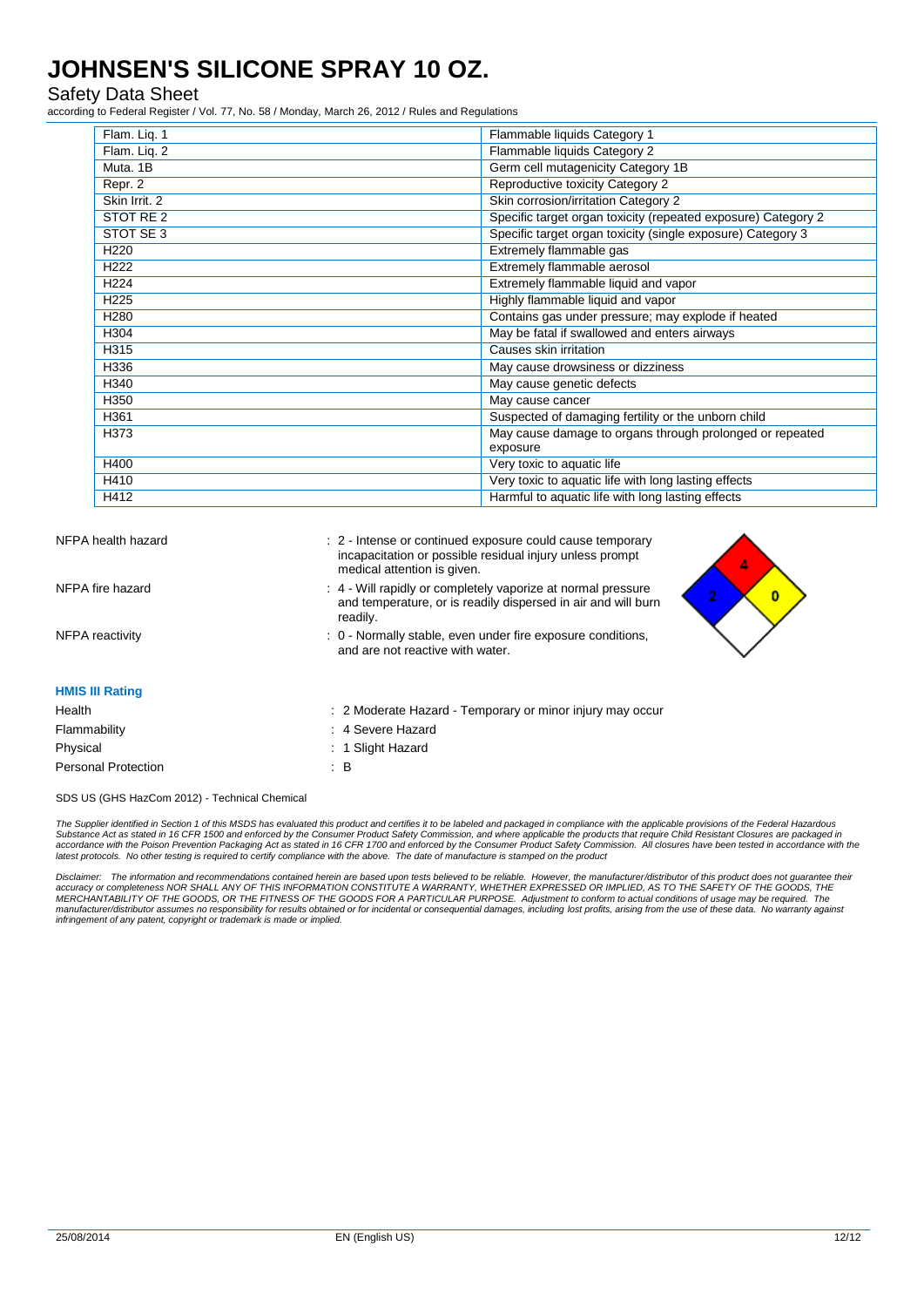| | |
|---|---|
| Flam. Liq. 1 | Flammable liquids Category 1 |
| Flam. Liq. 2 | Flammable liquids Category 2 |
| Muta. 1B | Germ cell mutagenicity Category 1B |
| Repr. 2 | Reproductive toxicity Category 2 |
| Skin Irrit. 2 | Skin corrosion/irritation Category 2 |
| STOT RE 2 | Specific target organ toxicity (repeated exposure) Category 2 |
| STOT SE 3 | Specific target organ toxicity (single exposure) Category 3 |
| H220 | Extremely flammable gas |
| H222 | Extremely flammable aerosol |
| H224 | Extremely flammable liquid and vapor |
| H225 | Highly flammable liquid and vapor |
| H280 | Contains gas under pressure; may explode if heated |
| H304 | May be fatal if swallowed and enters airways |
| H315 | Causes skin irritation |
| H336 | May cause drowsiness or dizziness |
| H340 | May cause genetic defects |
| H350 | May cause cancer |
| H361 | Suspected of damaging fertility or the unborn child |
| H373 | May cause damage to organs through prolonged or repeated exposure |
| H400 | Very toxic to aquatic life |
| H410 | Very toxic to aquatic life with long lasting effects |
| H412 | Harmful to aquatic life with long lasting effects |

NFPA health hazard : 2 - Intense or continued exposure could cause temporary incapacitation or possible residual injury unless prompt medical attention is given.

NFPA fire hazard : 4 - Will rapidly or completely vaporize at normal pressure and temperature, or is readily dispersed in air and will burn readily.

NFPA reactivity : 0 - Normally stable, even under fire exposure conditions, and are not reactive with water.

4

2

0

### HMIS III Rating

Health : 2 Moderate Hazard - Temporary or minor injury may occur

Flammability : 4 Severe Hazard

Physical : 1 Slight Hazard

Personal Protection : B

SDS US (GHS HazCom 2012) - Technical Chemical

*The Supplier identified in Section 1 of this MSDS has evaluated this product and certifies it to be labeled and packaged in compliance with the applicable provisions of the Federal Hazardous Substance Act as stated in 16 CFR 1500 and enforced by the Consumer Product Safety Commission, and where applicable the products that require Child Resistant Closures are packaged in accordance with the Poison Prevention Packaging Act as stated in 16 CFR 1700 and enforced by the Consumer Product Safety Commission. All closures have been tested in accordance with the latest protocols. No other testing is required to certify compliance with the above. The date of manufacture is stamped on the product*

*Disclaimer: The information and recommendations contained herein are based upon tests believed to be reliable. However, the manufacturer/distributor of this product does not guarantee their accuracy or completeness NOR SHALL ANY OF THIS INFORMATION CONSTITUTE A WARRANTY, WHETHER EXPRESSED OR IMPLIED, AS TO THE SAFETY OF THE GOODS, THE MERCHANTABILITY OF THE GOODS, OR THE FITNESS OF THE GOODS FOR A PARTICULAR PURPOSE. Adjustment to conform to actual conditions of usage may be required. The manufacturer/distributor assumes no responsibility for results obtained or for incidental or consequential damages, including lost profits, arising from the use of these data. No warranty against infringement of any patent, copyright or trademark is made or implied.*